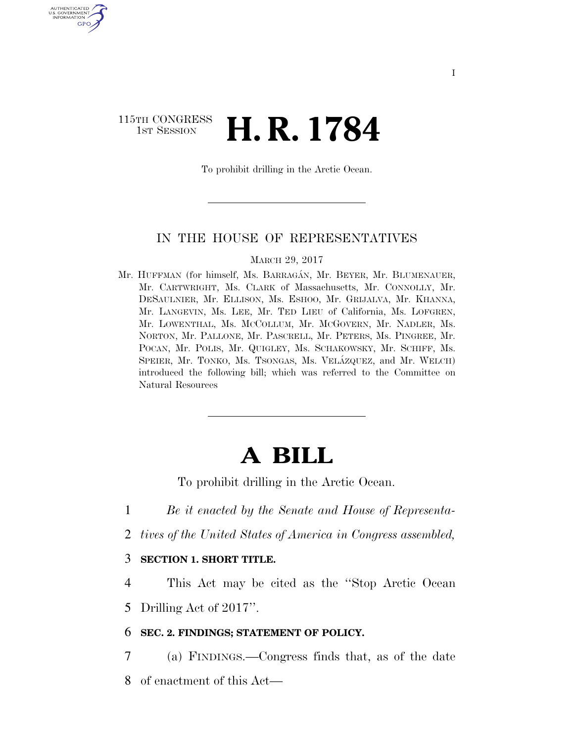I

115TH CONGRESS
1ST SESSION

# H. R. 1784

To prohibit drilling in the Arctic Ocean.

IN THE HOUSE OF REPRESENTATIVES

MARCH 29, 2017

Mr. HUFFMAN (for himself, Ms. BARRAGÁN, Mr. BEYER, Mr. BLUMENAUER, Mr. CARTWRIGHT, Ms. CLARK of Massachusetts, Mr. CONNOLLY, Mr. DESAULNIER, Mr. ELLISON, Ms. ESHOO, Mr. GRIJALVA, Mr. KHANNA, Mr. LANGEVIN, Ms. LEE, Mr. TED LIEU of California, Ms. LOFGREN, Mr. LOWENTHAL, Ms. MCCOLLUM, Mr. MCGOVERN, Mr. NADLER, Ms. NORTON, Mr. PALLONE, Mr. PASCRELL, Mr. PETERS, Ms. PINGREE, Mr. POCAN, Mr. POLIS, Mr. QUIGLEY, Ms. SCHAKOWSKY, Mr. SCHIFF, Ms. SPEIER, Mr. TONKO, Ms. TSONGAS, Ms. VELÁZQUEZ, and Mr. WELCH) introduced the following bill; which was referred to the Committee on Natural Resources

# A BILL

To prohibit drilling in the Arctic Ocean.

1 *Be it enacted by the Senate and House of Representa-*
2 *tives of the United States of America in Congress assembled,*

3 **SECTION 1. SHORT TITLE.**

4 This Act may be cited as the ''Stop Arctic Ocean
5 Drilling Act of 2017''.

6 **SEC. 2. FINDINGS; STATEMENT OF POLICY.**

7 (a) FINDINGS.—Congress finds that, as of the date
8 of enactment of this Act—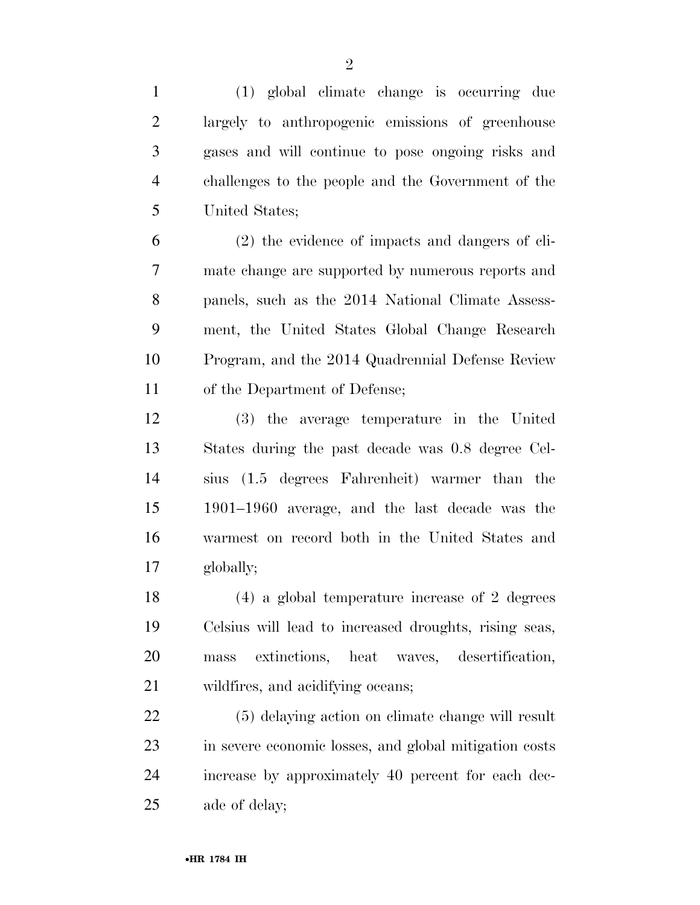(1) global climate change is occurring due largely to anthropogenic emissions of greenhouse gases and will continue to pose ongoing risks and challenges to the people and the Government of the United States;

(2) the evidence of impacts and dangers of climate change are supported by numerous reports and panels, such as the 2014 National Climate Assessment, the United States Global Change Research Program, and the 2014 Quadrennial Defense Review of the Department of Defense;

(3) the average temperature in the United States during the past decade was 0.8 degree Celsius (1.5 degrees Fahrenheit) warmer than the 1901–1960 average, and the last decade was the warmest on record both in the United States and globally;

(4) a global temperature increase of 2 degrees Celsius will lead to increased droughts, rising seas, mass extinctions, heat waves, desertification, wildfires, and acidifying oceans;

(5) delaying action on climate change will result in severe economic losses, and global mitigation costs increase by approximately 40 percent for each decade of delay;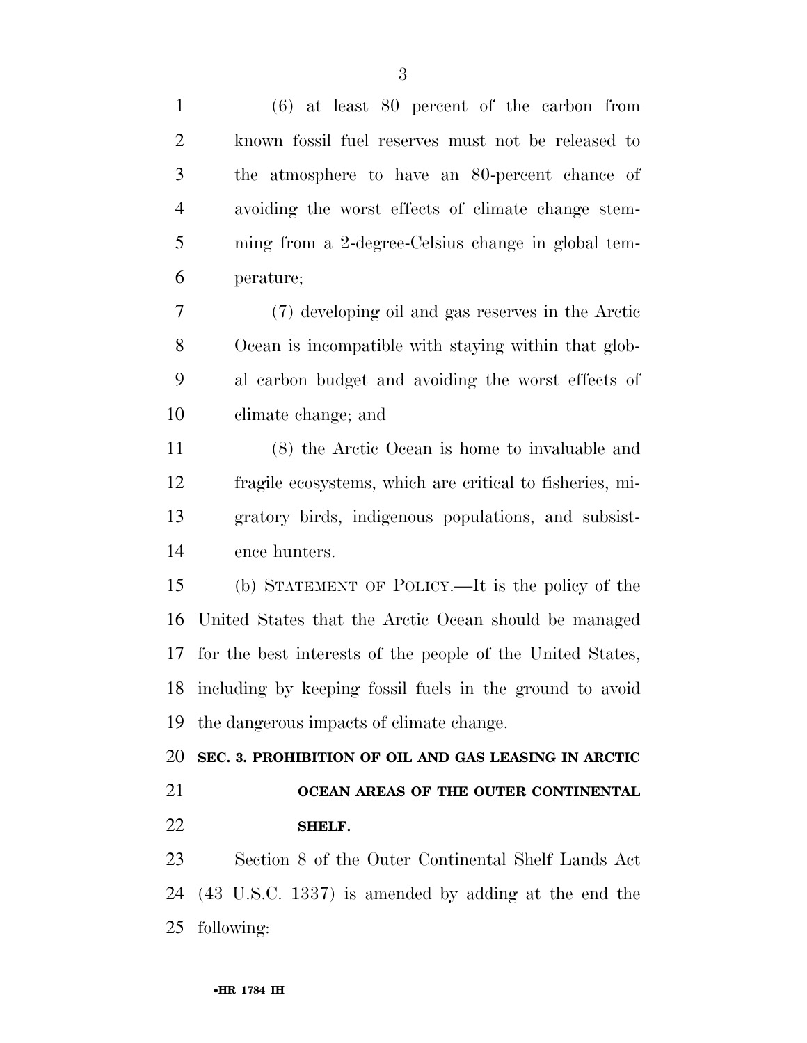(6) at least 80 percent of the carbon from known fossil fuel reserves must not be released to the atmosphere to have an 80-percent chance of avoiding the worst effects of climate change stemming from a 2-degree-Celsius change in global temperature;

(7) developing oil and gas reserves in the Arctic Ocean is incompatible with staying within that global carbon budget and avoiding the worst effects of climate change; and

(8) the Arctic Ocean is home to invaluable and fragile ecosystems, which are critical to fisheries, migratory birds, indigenous populations, and subsistence hunters.

(b) STATEMENT OF POLICY.—It is the policy of the United States that the Arctic Ocean should be managed for the best interests of the people of the United States, including by keeping fossil fuels in the ground to avoid the dangerous impacts of climate change.

**SEC. 3. PROHIBITION OF OIL AND GAS LEASING IN ARCTIC OCEAN AREAS OF THE OUTER CONTINENTAL SHELF.**

Section 8 of the Outer Continental Shelf Lands Act (43 U.S.C. 1337) is amended by adding at the end the following: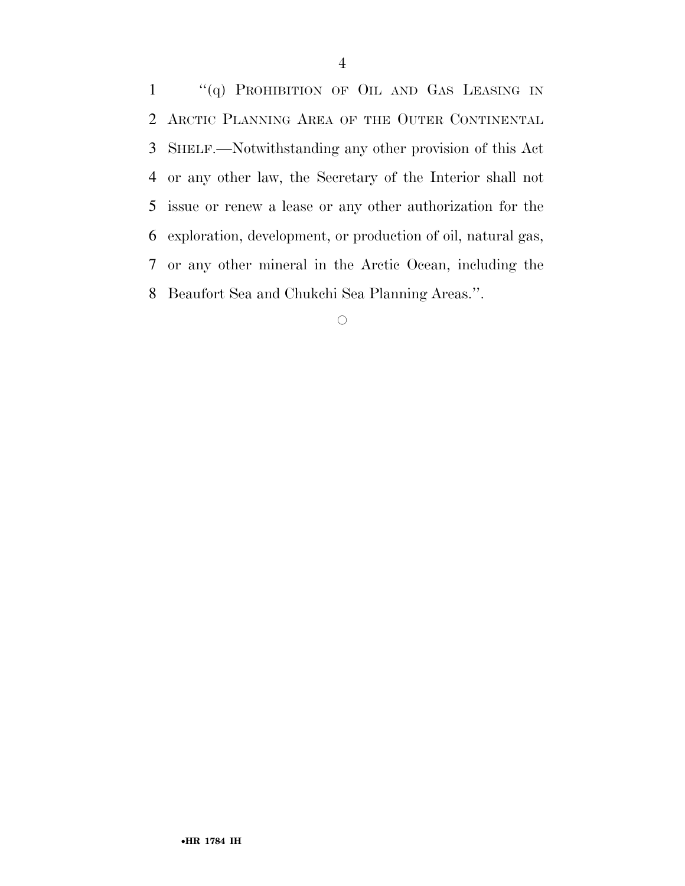"(q) PROHIBITION OF OIL AND GAS LEASING IN ARCTIC PLANNING AREA OF THE OUTER CONTINENTAL SHELF.—Notwithstanding any other provision of this Act or any other law, the Secretary of the Interior shall not issue or renew a lease or any other authorization for the exploration, development, or production of oil, natural gas, or any other mineral in the Arctic Ocean, including the Beaufort Sea and Chukchi Sea Planning Areas.".

○